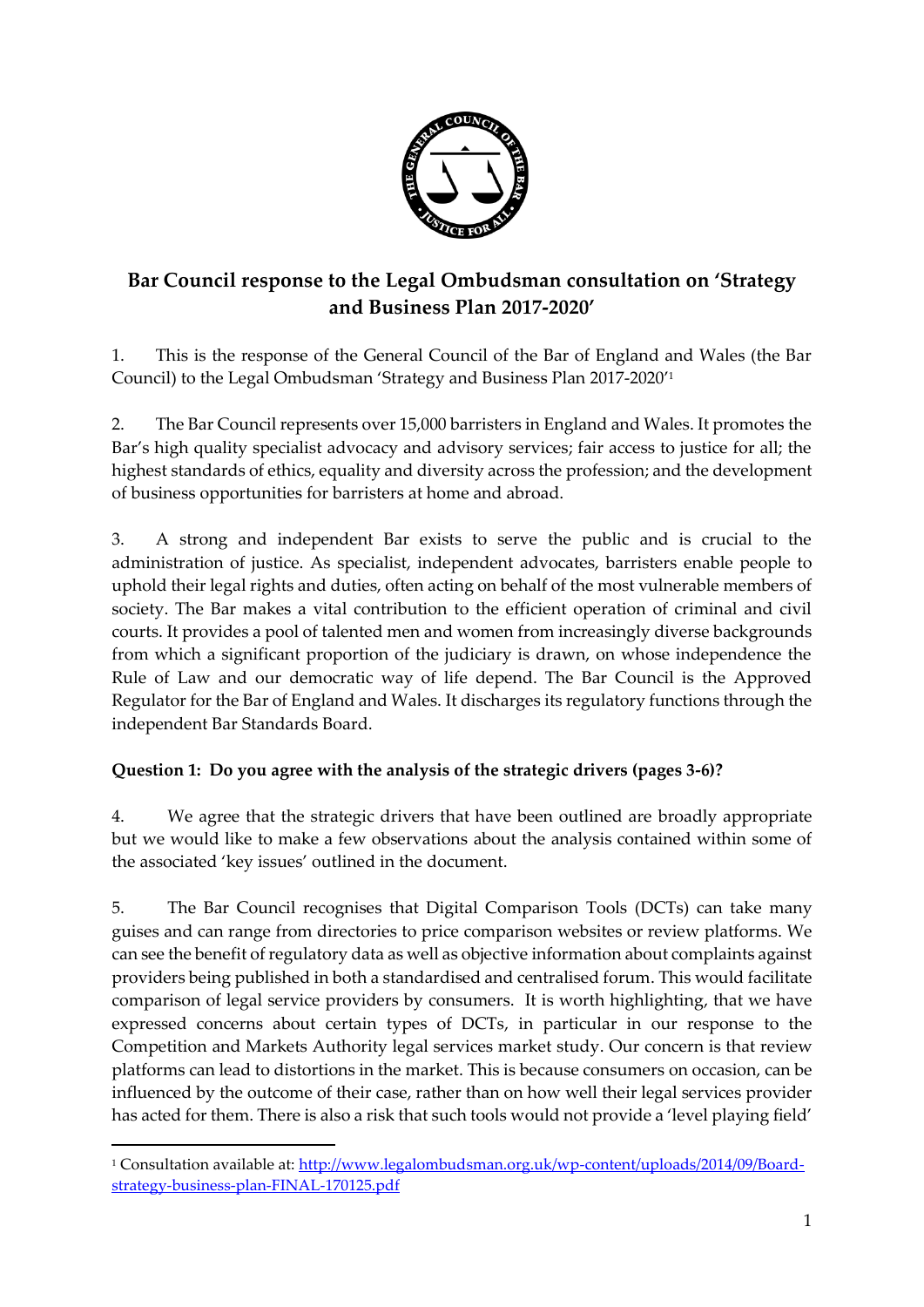## Bar Council response to the Legal Ombudsman consultation on 'Strategy and Business Plan 2017-2020'

1. This is the response of the General Council of the Bar of England and Wales (the Bar Council) to the Legal Ombudsman 'Strategy and Business Plan 2017-2020'[1]

2. The Bar Council represents over 15,000 barristers in England and Wales. It promotes the Bar's high quality specialist advocacy and advisory services; fair access to justice for all; the highest standards of ethics, equality and diversity across the profession; and the development of business opportunities for barristers at home and abroad.

3. A strong and independent Bar exists to serve the public and is crucial to the administration of justice. As specialist, independent advocates, barristers enable people to uphold their legal rights and duties, often acting on behalf of the most vulnerable members of society. The Bar makes a vital contribution to the efficient operation of criminal and civil courts. It provides a pool of talented men and women from increasingly diverse backgrounds from which a significant proportion of the judiciary is drawn, on whose independence the Rule of Law and our democratic way of life depend. The Bar Council is the Approved Regulator for the Bar of England and Wales. It discharges its regulatory functions through the independent Bar Standards Board.

**Question 1: Do you agree with the analysis of the strategic drivers (pages 3-6)?**

4. We agree that the strategic drivers that have been outlined are broadly appropriate but we would like to make a few observations about the analysis contained within some of the associated 'key issues' outlined in the document.

5. The Bar Council recognises that Digital Comparison Tools (DCTs) can take many guises and can range from directories to price comparison websites or review platforms. We can see the benefit of regulatory data as well as objective information about complaints against providers being published in both a standardised and centralised forum. This would facilitate comparison of legal service providers by consumers. It is worth highlighting, that we have expressed concerns about certain types of DCTs, in particular in our response to the Competition and Markets Authority legal services market study. Our concern is that review platforms can lead to distortions in the market. This is because consumers on occasion, can be influenced by the outcome of their case, rather than on how well their legal services provider has acted for them. There is also a risk that such tools would not provide a 'level playing field'

[1] Consultation available at: http://www.legalombudsman.org.uk/wp-content/uploads/2014/09/Board-strategy-business-plan-FINAL-170125.pdf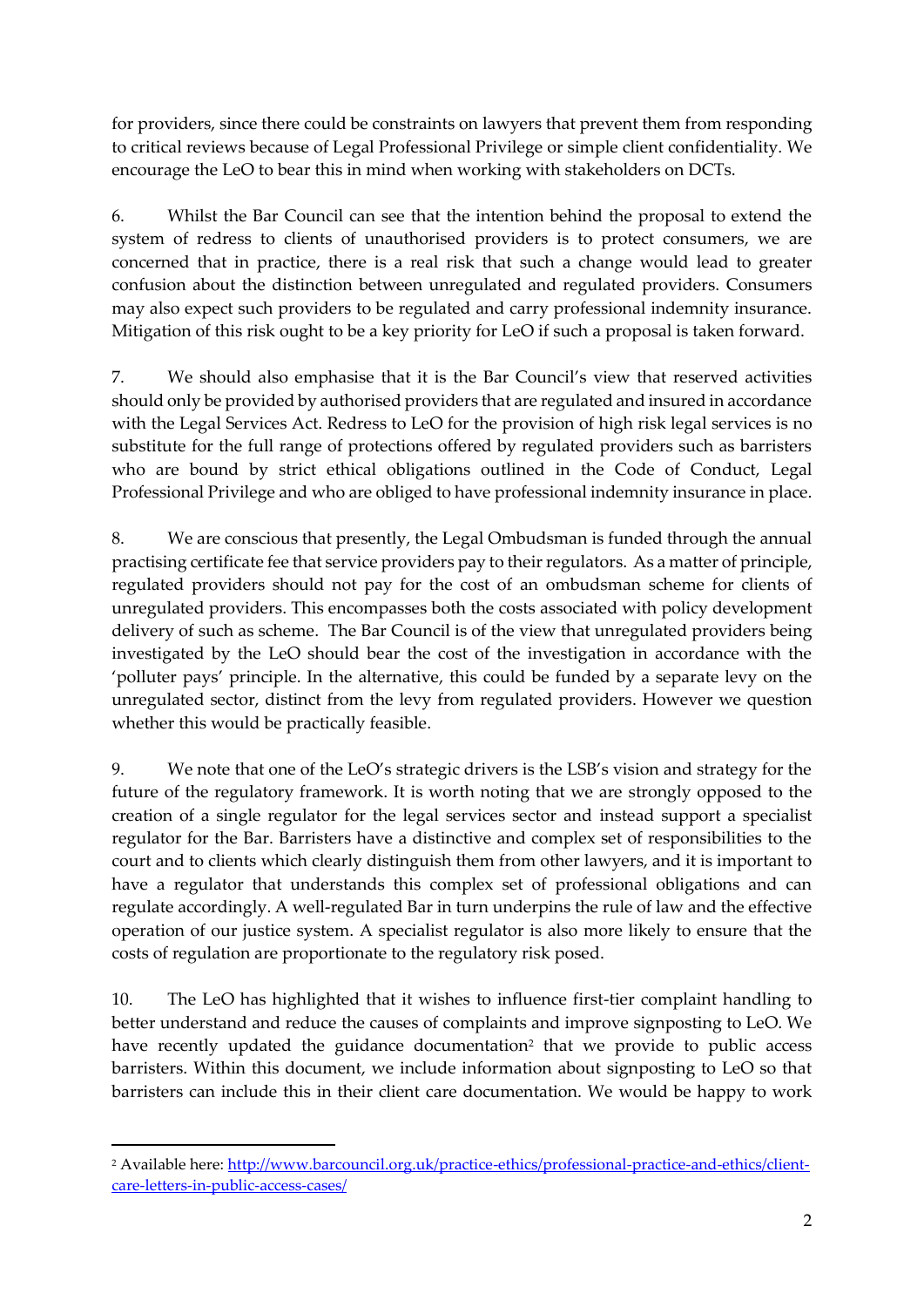for providers, since there could be constraints on lawyers that prevent them from responding to critical reviews because of Legal Professional Privilege or simple client confidentiality. We encourage the LeO to bear this in mind when working with stakeholders on DCTs.

6. Whilst the Bar Council can see that the intention behind the proposal to extend the system of redress to clients of unauthorised providers is to protect consumers, we are concerned that in practice, there is a real risk that such a change would lead to greater confusion about the distinction between unregulated and regulated providers. Consumers may also expect such providers to be regulated and carry professional indemnity insurance. Mitigation of this risk ought to be a key priority for LeO if such a proposal is taken forward.

7. We should also emphasise that it is the Bar Council's view that reserved activities should only be provided by authorised providers that are regulated and insured in accordance with the Legal Services Act. Redress to LeO for the provision of high risk legal services is no substitute for the full range of protections offered by regulated providers such as barristers who are bound by strict ethical obligations outlined in the Code of Conduct, Legal Professional Privilege and who are obliged to have professional indemnity insurance in place.

8. We are conscious that presently, the Legal Ombudsman is funded through the annual practising certificate fee that service providers pay to their regulators. As a matter of principle, regulated providers should not pay for the cost of an ombudsman scheme for clients of unregulated providers. This encompasses both the costs associated with policy development delivery of such as scheme. The Bar Council is of the view that unregulated providers being investigated by the LeO should bear the cost of the investigation in accordance with the 'polluter pays' principle. In the alternative, this could be funded by a separate levy on the unregulated sector, distinct from the levy from regulated providers. However we question whether this would be practically feasible.

9. We note that one of the LeO's strategic drivers is the LSB's vision and strategy for the future of the regulatory framework. It is worth noting that we are strongly opposed to the creation of a single regulator for the legal services sector and instead support a specialist regulator for the Bar. Barristers have a distinctive and complex set of responsibilities to the court and to clients which clearly distinguish them from other lawyers, and it is important to have a regulator that understands this complex set of professional obligations and can regulate accordingly. A well-regulated Bar in turn underpins the rule of law and the effective operation of our justice system. A specialist regulator is also more likely to ensure that the costs of regulation are proportionate to the regulatory risk posed.

10. The LeO has highlighted that it wishes to influence first-tier complaint handling to better understand and reduce the causes of complaints and improve signposting to LeO. We have recently updated the guidance documentation[2] that we provide to public access barristers. Within this document, we include information about signposting to LeO so that barristers can include this in their client care documentation. We would be happy to work

---

[2] Available here: [http://www.barcouncil.org.uk/practice-ethics/professional-practice-and-ethics/client-care-letters-in-public-access-cases/](http://www.barcouncil.org.uk/practice-ethics/professional-practice-and-ethics/client-care-letters-in-public-access-cases/)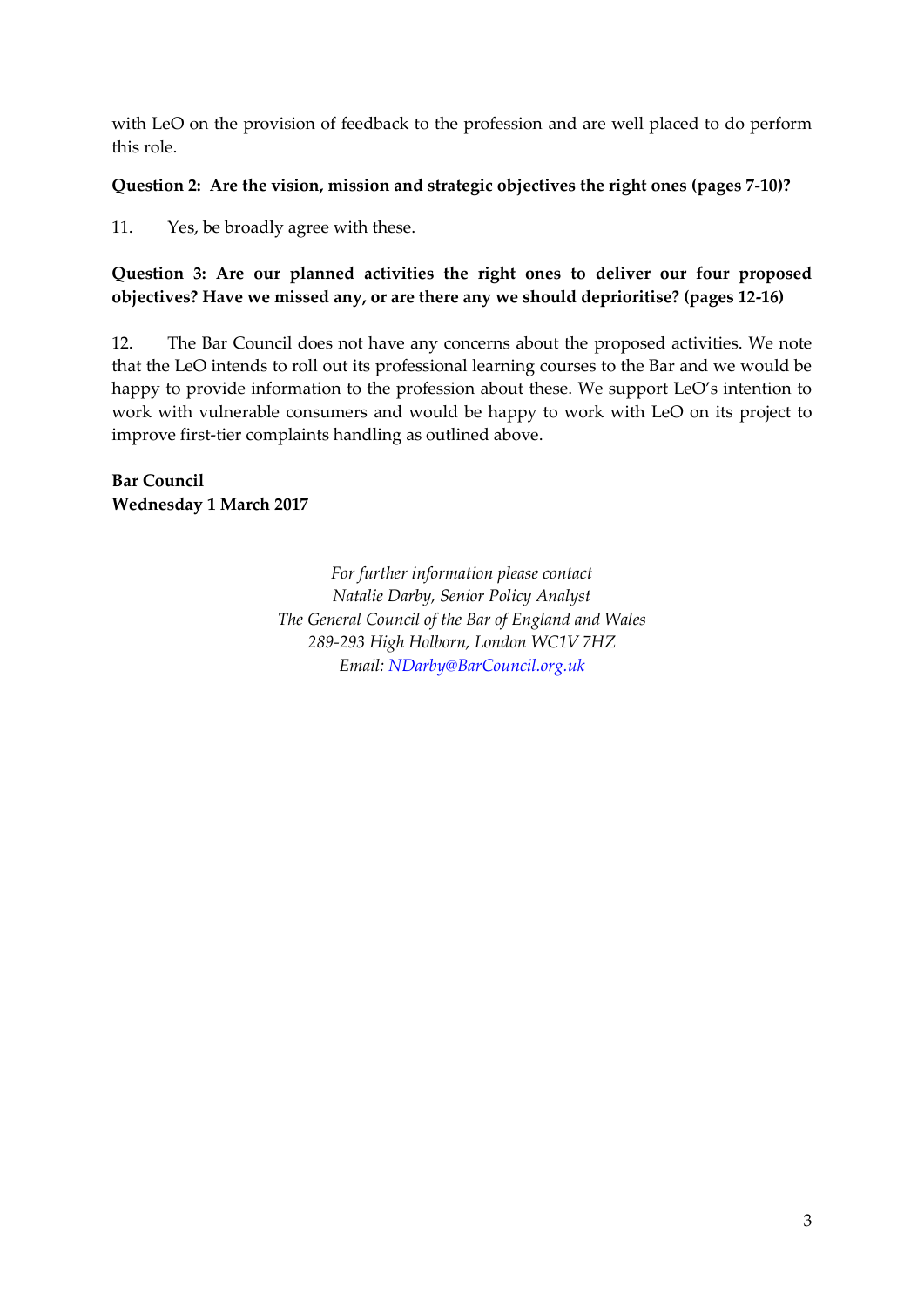with LeO on the provision of feedback to the profession and are well placed to do perform this role.

**Question 2: Are the vision, mission and strategic objectives the right ones (pages 7-10)?**

11. Yes, be broadly agree with these.

**Question 3: Are our planned activities the right ones to deliver our four proposed objectives? Have we missed any, or are there any we should deprioritise? (pages 12-16)**

12. The Bar Council does not have any concerns about the proposed activities. We note that the LeO intends to roll out its professional learning courses to the Bar and we would be happy to provide information to the profession about these. We support LeO's intention to work with vulnerable consumers and would be happy to work with LeO on its project to improve first-tier complaints handling as outlined above.

**Bar Council**
**Wednesday 1 March 2017**

*For further information please contact*
*Natalie Darby, Senior Policy Analyst*
*The General Council of the Bar of England and Wales*
*289-293 High Holborn, London WC1V 7HZ*
*Email: NDarby@BarCouncil.org.uk*